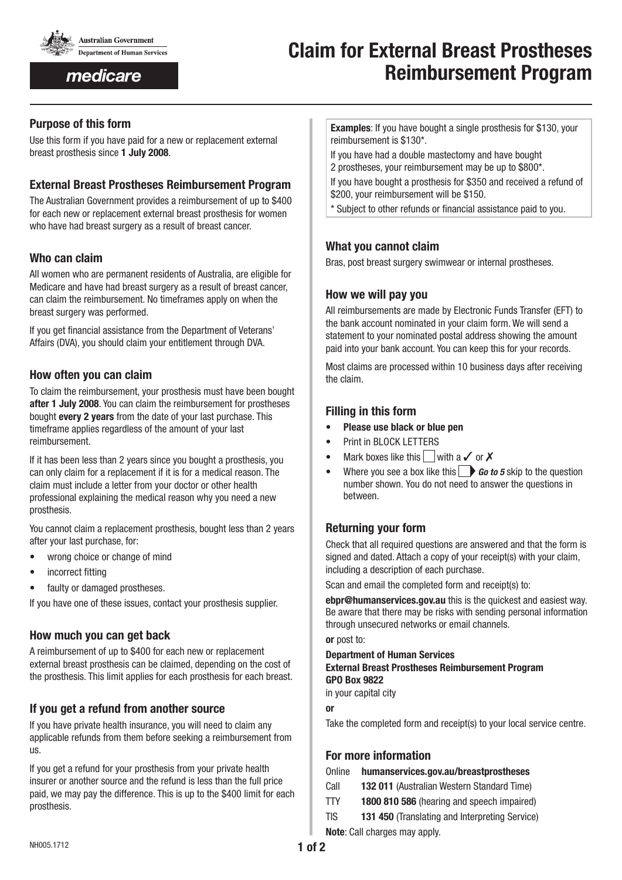Australian Government
Department of Human Services

medicare

# Claim for External Breast Prostheses Reimbursement Program

## Purpose of this form

Use this form if you have paid for a new or replacement external breast prosthesis since **1 July 2008**.

## External Breast Prostheses Reimbursement Program

The Australian Government provides a reimbursement of up to $400 for each new or replacement external breast prosthesis for women who have had breast surgery as a result of breast cancer.

## Who can claim

All women who are permanent residents of Australia, are eligible for Medicare and have had breast surgery as a result of breast cancer, can claim the reimbursement. No timeframes apply on when the breast surgery was performed.

If you get financial assistance from the Department of Veterans' Affairs (DVA), you should claim your entitlement through DVA.

## How often you can claim

To claim the reimbursement, your prosthesis must have been bought **after 1 July 2008**. You can claim the reimbursement for prostheses bought **every 2 years** from the date of your last purchase. This timeframe applies regardless of the amount of your last reimbursement.

If it has been less than 2 years since you bought a prosthesis, you can only claim for a replacement if it is for a medical reason. The claim must include a letter from your doctor or other health professional explaining the medical reason why you need a new prosthesis.

You cannot claim a replacement prosthesis, bought less than 2 years after your last purchase, for:

- wrong choice or change of mind
- incorrect fitting
- faulty or damaged prostheses.

If you have one of these issues, contact your prosthesis supplier.

## How much you can get back

A reimbursement of up to $400 for each new or replacement external breast prosthesis can be claimed, depending on the cost of the prosthesis. This limit applies for each prosthesis for each breast.

## If you get a refund from another source

If you have private health insurance, you will need to claim any applicable refunds from them before seeking a reimbursement from us.

If you get a refund for your prosthesis from your private health insurer or another source and the refund is less than the full price paid, we may pay the difference. This is up to the $400 limit for each prosthesis.

**Examples**: If you have bought a single prosthesis for $130, your reimbursement is $130*.

If you have had a double mastectomy and have bought 2 prostheses, your reimbursement may be up to $800*.

If you have bought a prosthesis for $350 and received a refund of $200, your reimbursement will be $150.

* Subject to other refunds or financial assistance paid to you.

## What you cannot claim

Bras, post breast surgery swimwear or internal prostheses.

## How we will pay you

All reimbursements are made by Electronic Funds Transfer (EFT) to the bank account nominated in your claim form. We will send a statement to your nominated postal address showing the amount paid into your bank account. You can keep this for your records.

Most claims are processed within 10 business days after receiving the claim.

## Filling in this form

- **Please use black or blue pen**
- Print in BLOCK LETTERS
- Mark boxes like this ☐ with a ✓ or ✗
- Where you see a box like this ☐ ➤ ***Go to 5*** skip to the question number shown. You do not need to answer the questions in between.

## Returning your form

Check that all required questions are answered and that the form is signed and dated. Attach a copy of your receipt(s) with your claim, including a description of each purchase.

Scan and email the completed form and receipt(s) to:

**ebpr@humanservices.gov.au** this is the quickest and easiest way. Be aware that there may be risks with sending personal information through unsecured networks or email channels.

**or** post to:

**Department of Human Services**
**External Breast Prostheses Reimbursement Program**
**GPO Box 9822**
in your capital city

**or**

Take the completed form and receipt(s) to your local service centre.

## For more information

Online **humanservices.gov.au/breastprostheses**
Call **132 011** (Australian Western Standard Time)
TTY **1800 810 586** (hearing and speech impaired)
TIS **131 450** (Translating and Interpreting Service)

**Note**: Call charges may apply.

NH005.1712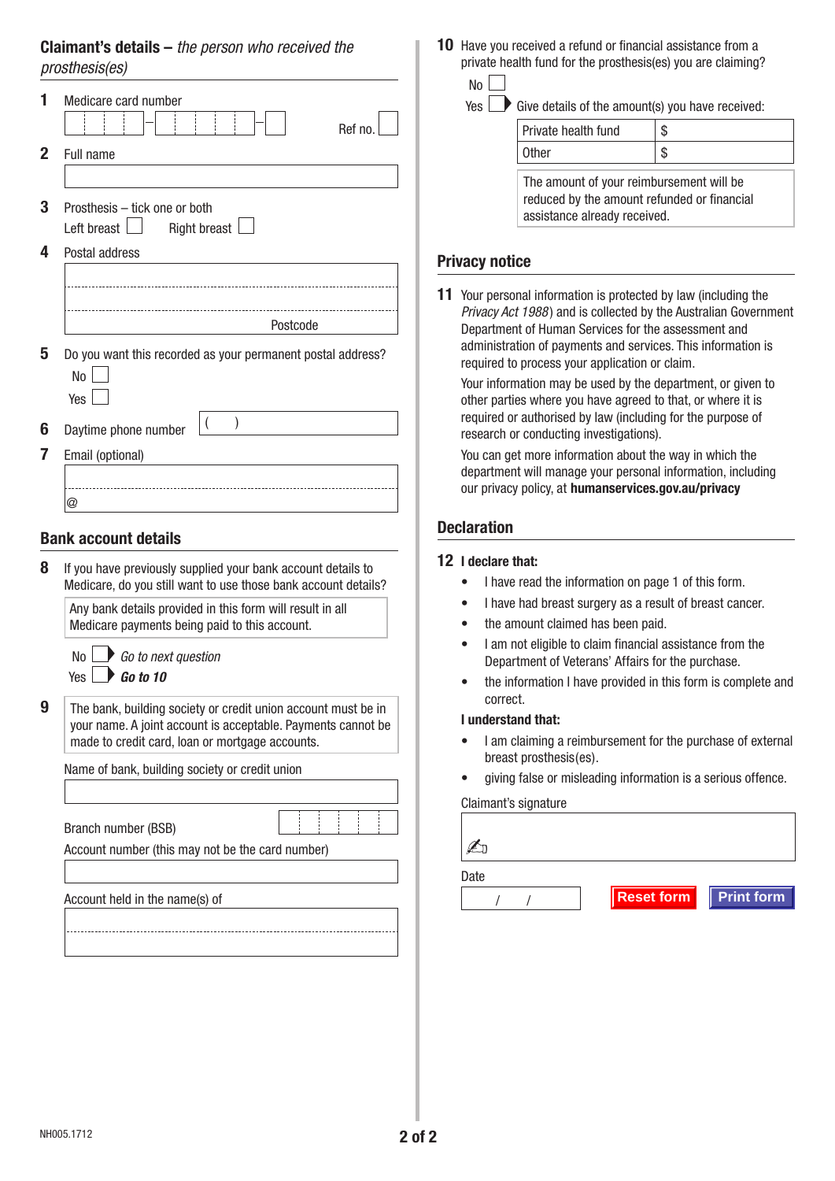## Claimant's details – *the person who received the prosthesis(es)*

**1** Medicare card number

Ref no.

**2** Full name

**3** Prosthesis – tick one or both

Left breast ☐ Right breast ☐

**4** Postal address

Postcode

**5** Do you want this recorded as your permanent postal address?

No ☐

Yes ☐

**6** Daytime phone number ( )

**7** Email (optional)

@

## Bank account details

**8** If you have previously supplied your bank account details to Medicare, do you still want to use those bank account details?

Any bank details provided in this form will result in all Medicare payments being paid to this account.

No ☐ *Go to next question*

Yes ☐ ***Go to 10***

**9** The bank, building society or credit union account must be in your name. A joint account is acceptable. Payments cannot be made to credit card, loan or mortgage accounts.

Name of bank, building society or credit union

Branch number (BSB)

Account number (this may not be the card number)

Account held in the name(s) of

**10** Have you received a refund or financial assistance from a private health fund for the prosthesis(es) you are claiming?

No ☐

Yes ☐ Give details of the amount(s) you have received:

| | |
|---|---|
| Private health fund | $ |
| Other | $ |

The amount of your reimbursement will be reduced by the amount refunded or financial assistance already received.

## Privacy notice

**11** Your personal information is protected by law (including the *Privacy Act 1988*) and is collected by the Australian Government Department of Human Services for the assessment and administration of payments and services. This information is required to process your application or claim.

Your information may be used by the department, or given to other parties where you have agreed to that, or where it is required or authorised by law (including for the purpose of research or conducting investigations).

You can get more information about the way in which the department will manage your personal information, including our privacy policy, at **humanservices.gov.au/privacy**

## Declaration

**12** **I declare that:**

- I have read the information on page 1 of this form.
- I have had breast surgery as a result of breast cancer.
- the amount claimed has been paid.
- I am not eligible to claim financial assistance from the Department of Veterans' Affairs for the purchase.
- the information I have provided in this form is complete and correct.

**I understand that:**

- I am claiming a reimbursement for the purchase of external breast prosthesis(es).
- giving false or misleading information is a serious offence.

Claimant's signature

Date / /

Reset form Print form

NH005.1712